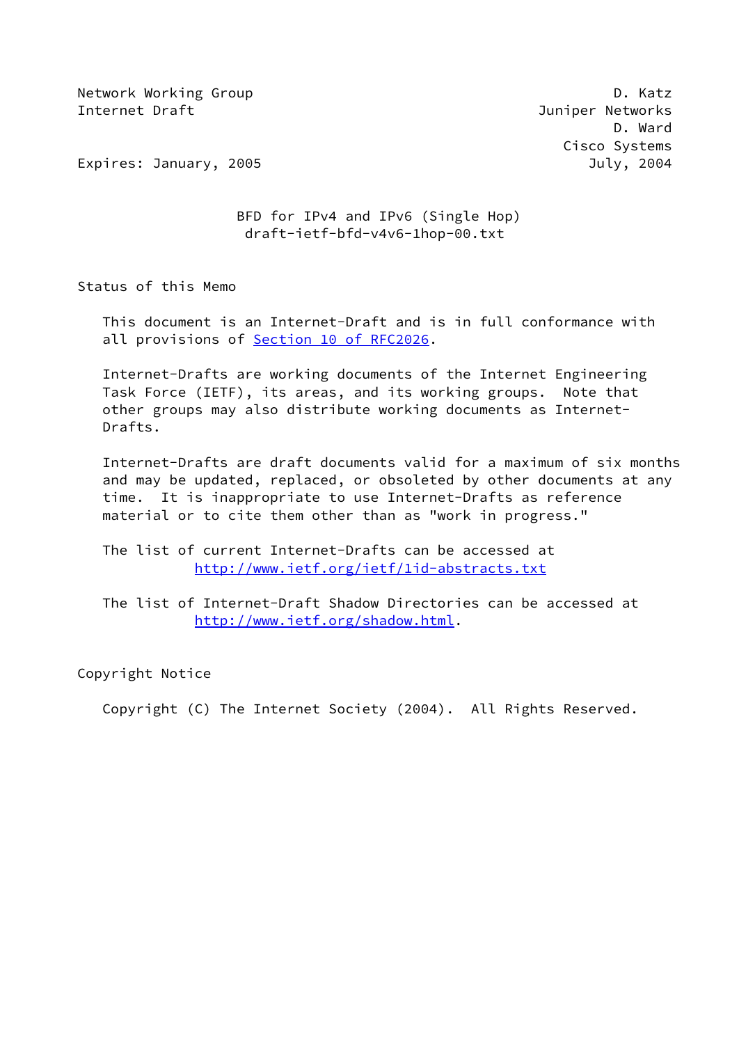Network Working Group — D. Katz
Internet Draft — Juniper Networks
D. Ward
Cisco Systems
Expires: January, 2005 — July, 2004

# BFD for IPv4 and IPv6 (Single Hop)

draft-ietf-bfd-v4v6-1hop-00.txt

## Status of this Memo

This document is an Internet-Draft and is in full conformance with all provisions of Section 10 of RFC2026.

Internet-Drafts are working documents of the Internet Engineering Task Force (IETF), its areas, and its working groups. Note that other groups may also distribute working documents as Internet-Drafts.

Internet-Drafts are draft documents valid for a maximum of six months and may be updated, replaced, or obsoleted by other documents at any time. It is inappropriate to use Internet-Drafts as reference material or to cite them other than as "work in progress."

The list of current Internet-Drafts can be accessed at http://www.ietf.org/ietf/1id-abstracts.txt

The list of Internet-Draft Shadow Directories can be accessed at http://www.ietf.org/shadow.html.

## Copyright Notice

Copyright (C) The Internet Society (2004). All Rights Reserved.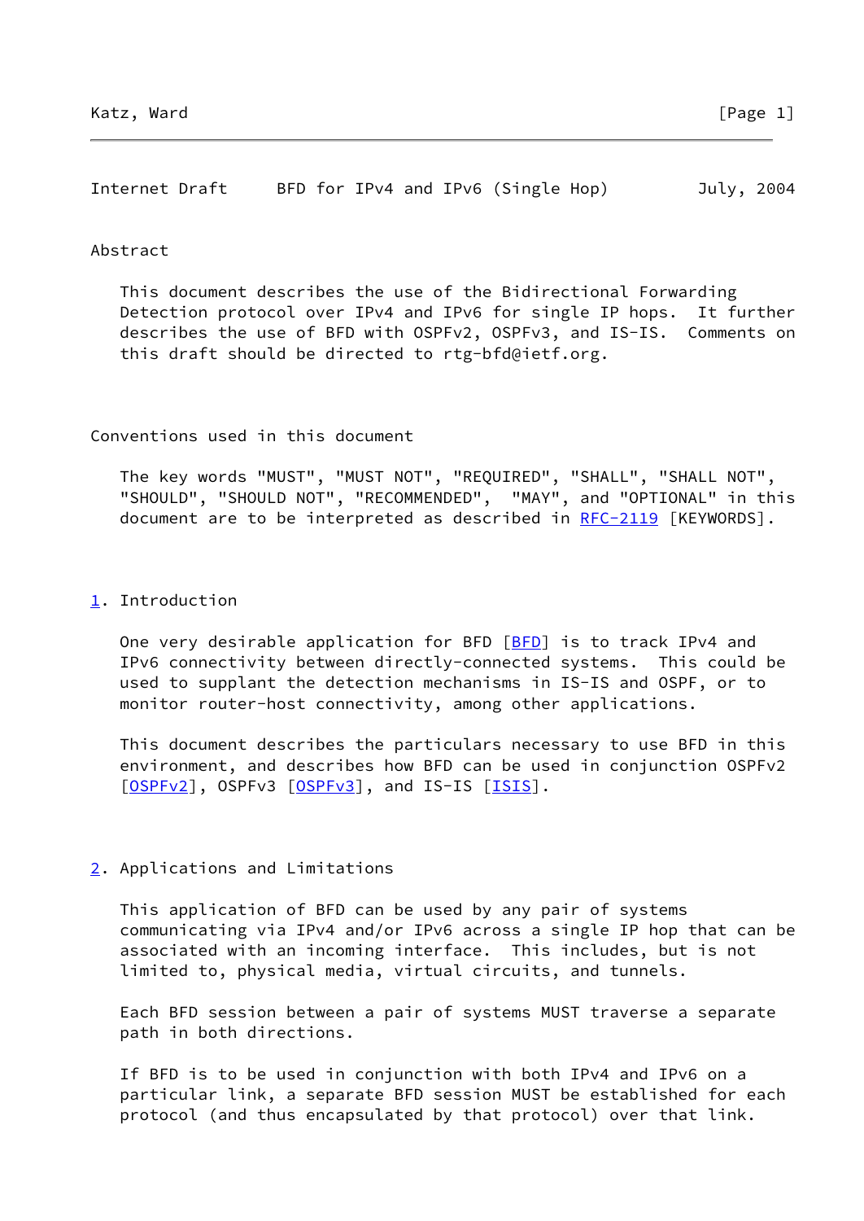## Abstract

This document describes the use of the Bidirectional Forwarding Detection protocol over IPv4 and IPv6 for single IP hops. It further describes the use of BFD with OSPFv2, OSPFv3, and IS-IS. Comments on this draft should be directed to rtg-bfd@ietf.org.

## Conventions used in this document

The key words "MUST", "MUST NOT", "REQUIRED", "SHALL", "SHALL NOT", "SHOULD", "SHOULD NOT", "RECOMMENDED", "MAY", and "OPTIONAL" in this document are to be interpreted as described in RFC-2119 [KEYWORDS].

## 1. Introduction

One very desirable application for BFD [BFD] is to track IPv4 and IPv6 connectivity between directly-connected systems. This could be used to supplant the detection mechanisms in IS-IS and OSPF, or to monitor router-host connectivity, among other applications.

This document describes the particulars necessary to use BFD in this environment, and describes how BFD can be used in conjunction OSPFv2 [OSPFv2], OSPFv3 [OSPFv3], and IS-IS [ISIS].

## 2. Applications and Limitations

This application of BFD can be used by any pair of systems communicating via IPv4 and/or IPv6 across a single IP hop that can be associated with an incoming interface. This includes, but is not limited to, physical media, virtual circuits, and tunnels.

Each BFD session between a pair of systems MUST traverse a separate path in both directions.

If BFD is to be used in conjunction with both IPv4 and IPv6 on a particular link, a separate BFD session MUST be established for each protocol (and thus encapsulated by that protocol) over that link.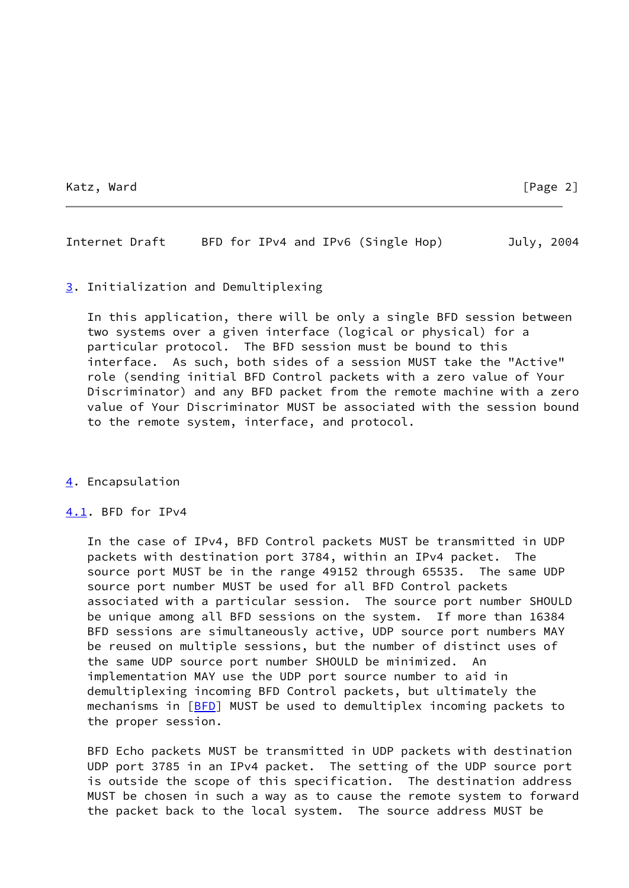## 3. Initialization and Demultiplexing

In this application, there will be only a single BFD session between two systems over a given interface (logical or physical) for a particular protocol. The BFD session must be bound to this interface. As such, both sides of a session MUST take the "Active" role (sending initial BFD Control packets with a zero value of Your Discriminator) and any BFD packet from the remote machine with a zero value of Your Discriminator MUST be associated with the session bound to the remote system, interface, and protocol.

## 4. Encapsulation

### 4.1. BFD for IPv4

In the case of IPv4, BFD Control packets MUST be transmitted in UDP packets with destination port 3784, within an IPv4 packet. The source port MUST be in the range 49152 through 65535. The same UDP source port number MUST be used for all BFD Control packets associated with a particular session. The source port number SHOULD be unique among all BFD sessions on the system. If more than 16384 BFD sessions are simultaneously active, UDP source port numbers MAY be reused on multiple sessions, but the number of distinct uses of the same UDP source port number SHOULD be minimized. An implementation MAY use the UDP port source number to aid in demultiplexing incoming BFD Control packets, but ultimately the mechanisms in [BFD] MUST be used to demultiplex incoming packets to the proper session.

BFD Echo packets MUST be transmitted in UDP packets with destination UDP port 3785 in an IPv4 packet. The setting of the UDP source port is outside the scope of this specification. The destination address MUST be chosen in such a way as to cause the remote system to forward the packet back to the local system. The source address MUST be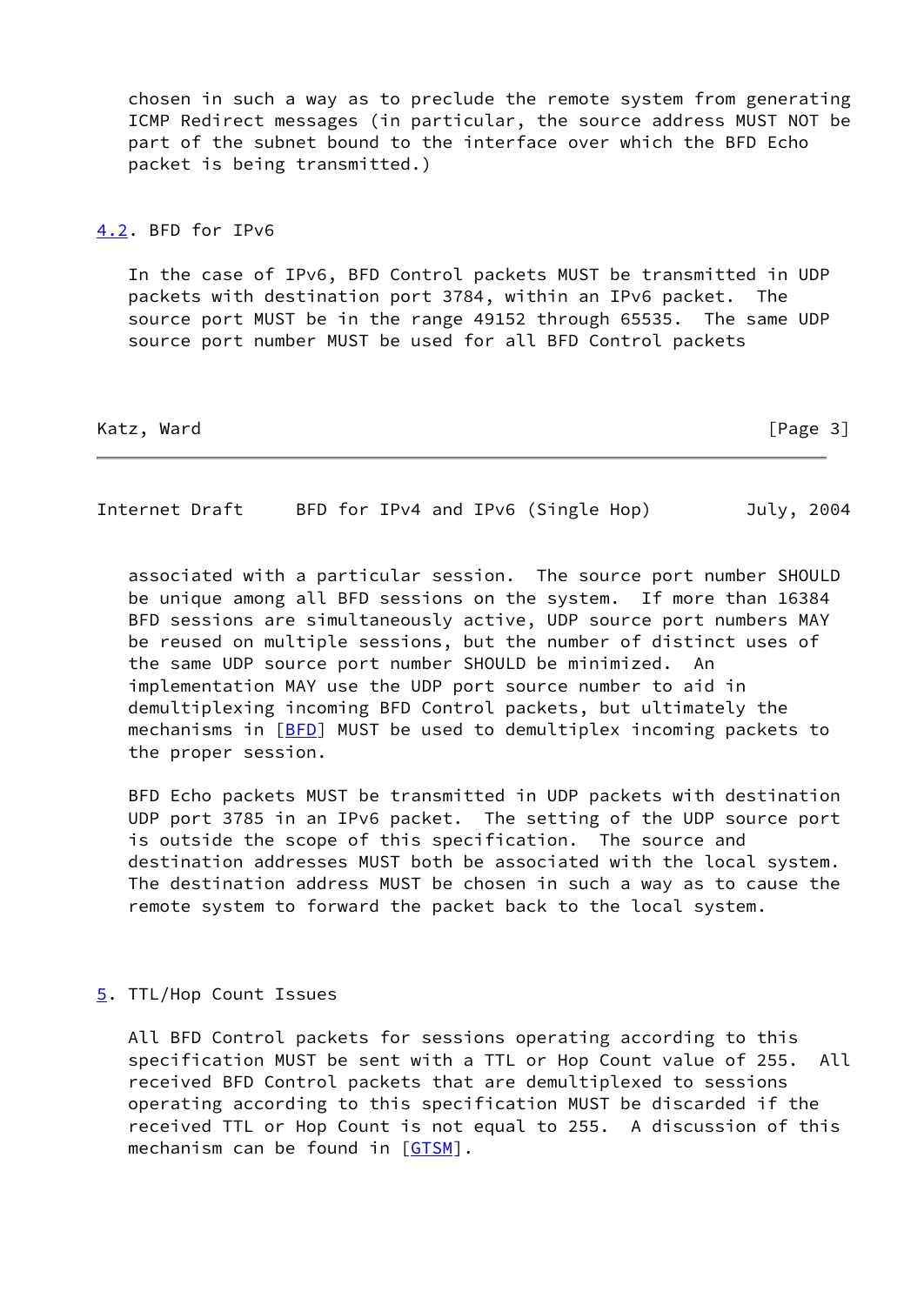chosen in such a way as to preclude the remote system from generating ICMP Redirect messages (in particular, the source address MUST NOT be part of the subnet bound to the interface over which the BFD Echo packet is being transmitted.)

## 4.2. BFD for IPv6

In the case of IPv6, BFD Control packets MUST be transmitted in UDP packets with destination port 3784, within an IPv6 packet. The source port MUST be in the range 49152 through 65535. The same UDP source port number MUST be used for all BFD Control packets associated with a particular session. The source port number SHOULD be unique among all BFD sessions on the system. If more than 16384 BFD sessions are simultaneously active, UDP source port numbers MAY be reused on multiple sessions, but the number of distinct uses of the same UDP source port number SHOULD be minimized. An implementation MAY use the UDP port source number to aid in demultiplexing incoming BFD Control packets, but ultimately the mechanisms in [BFD] MUST be used to demultiplex incoming packets to the proper session.

BFD Echo packets MUST be transmitted in UDP packets with destination UDP port 3785 in an IPv6 packet. The setting of the UDP source port is outside the scope of this specification. The source and destination addresses MUST both be associated with the local system. The destination address MUST be chosen in such a way as to cause the remote system to forward the packet back to the local system.

## 5. TTL/Hop Count Issues

All BFD Control packets for sessions operating according to this specification MUST be sent with a TTL or Hop Count value of 255. All received BFD Control packets that are demultiplexed to sessions operating according to this specification MUST be discarded if the received TTL or Hop Count is not equal to 255. A discussion of this mechanism can be found in [GTSM].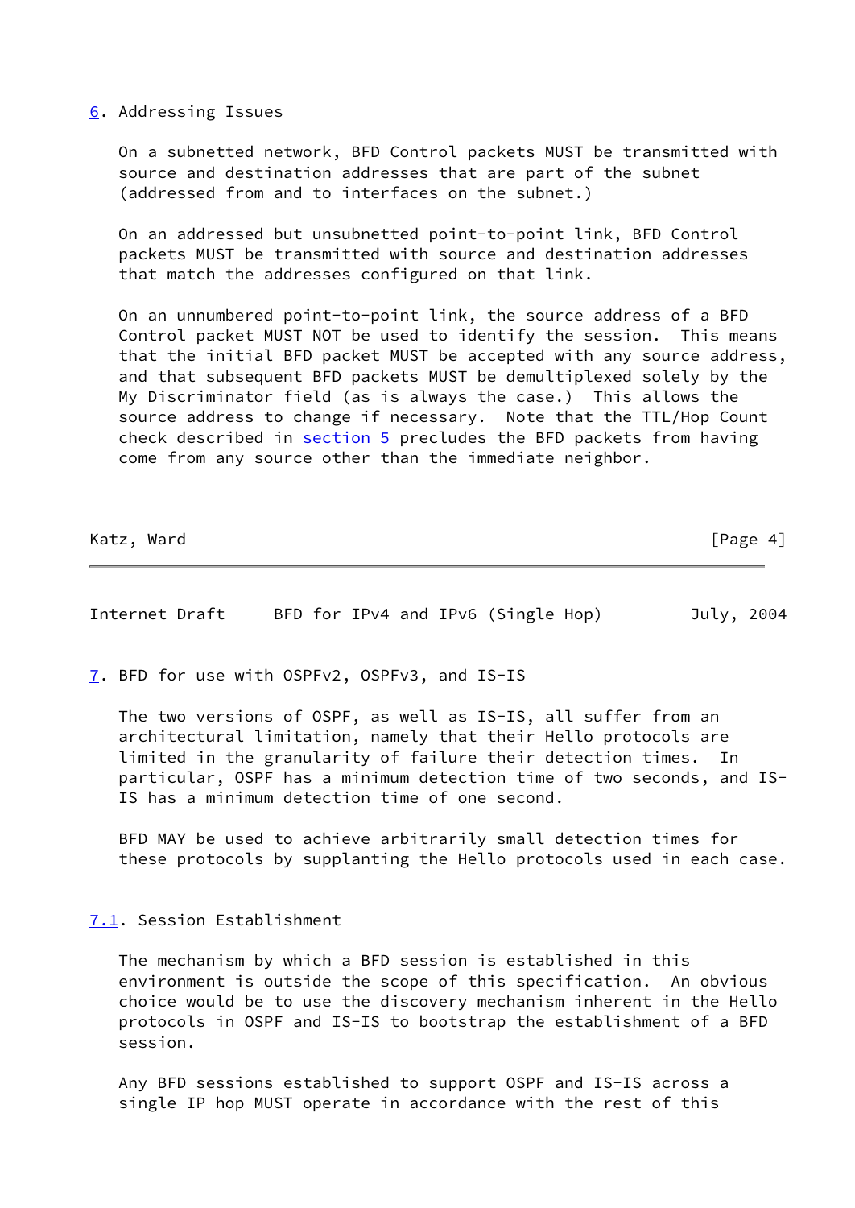## 6. Addressing Issues

On a subnetted network, BFD Control packets MUST be transmitted with source and destination addresses that are part of the subnet (addressed from and to interfaces on the subnet.)

On an addressed but unsubnetted point-to-point link, BFD Control packets MUST be transmitted with source and destination addresses that match the addresses configured on that link.

On an unnumbered point-to-point link, the source address of a BFD Control packet MUST NOT be used to identify the session. This means that the initial BFD packet MUST be accepted with any source address, and that subsequent BFD packets MUST be demultiplexed solely by the My Discriminator field (as is always the case.) This allows the source address to change if necessary. Note that the TTL/Hop Count check described in section 5 precludes the BFD packets from having come from any source other than the immediate neighbor.

## 7. BFD for use with OSPFv2, OSPFv3, and IS-IS

The two versions of OSPF, as well as IS-IS, all suffer from an architectural limitation, namely that their Hello protocols are limited in the granularity of failure their detection times. In particular, OSPF has a minimum detection time of two seconds, and IS-IS has a minimum detection time of one second.

BFD MAY be used to achieve arbitrarily small detection times for these protocols by supplanting the Hello protocols used in each case.

### 7.1. Session Establishment

The mechanism by which a BFD session is established in this environment is outside the scope of this specification. An obvious choice would be to use the discovery mechanism inherent in the Hello protocols in OSPF and IS-IS to bootstrap the establishment of a BFD session.

Any BFD sessions established to support OSPF and IS-IS across a single IP hop MUST operate in accordance with the rest of this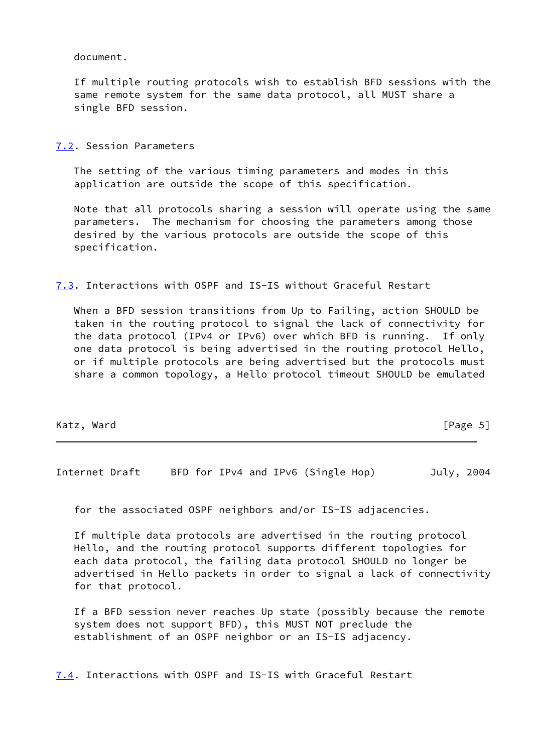document.

If multiple routing protocols wish to establish BFD sessions with the same remote system for the same data protocol, all MUST share a single BFD session.

## 7.2. Session Parameters

The setting of the various timing parameters and modes in this application are outside the scope of this specification.

Note that all protocols sharing a session will operate using the same parameters. The mechanism for choosing the parameters among those desired by the various protocols are outside the scope of this specification.

## 7.3. Interactions with OSPF and IS-IS without Graceful Restart

When a BFD session transitions from Up to Failing, action SHOULD be taken in the routing protocol to signal the lack of connectivity for the data protocol (IPv4 or IPv6) over which BFD is running. If only one data protocol is being advertised in the routing protocol Hello, or if multiple protocols are being advertised but the protocols must share a common topology, a Hello protocol timeout SHOULD be emulated for the associated OSPF neighbors and/or IS-IS adjacencies.

If multiple data protocols are advertised in the routing protocol Hello, and the routing protocol supports different topologies for each data protocol, the failing data protocol SHOULD no longer be advertised in Hello packets in order to signal a lack of connectivity for that protocol.

If a BFD session never reaches Up state (possibly because the remote system does not support BFD), this MUST NOT preclude the establishment of an OSPF neighbor or an IS-IS adjacency.

## 7.4. Interactions with OSPF and IS-IS with Graceful Restart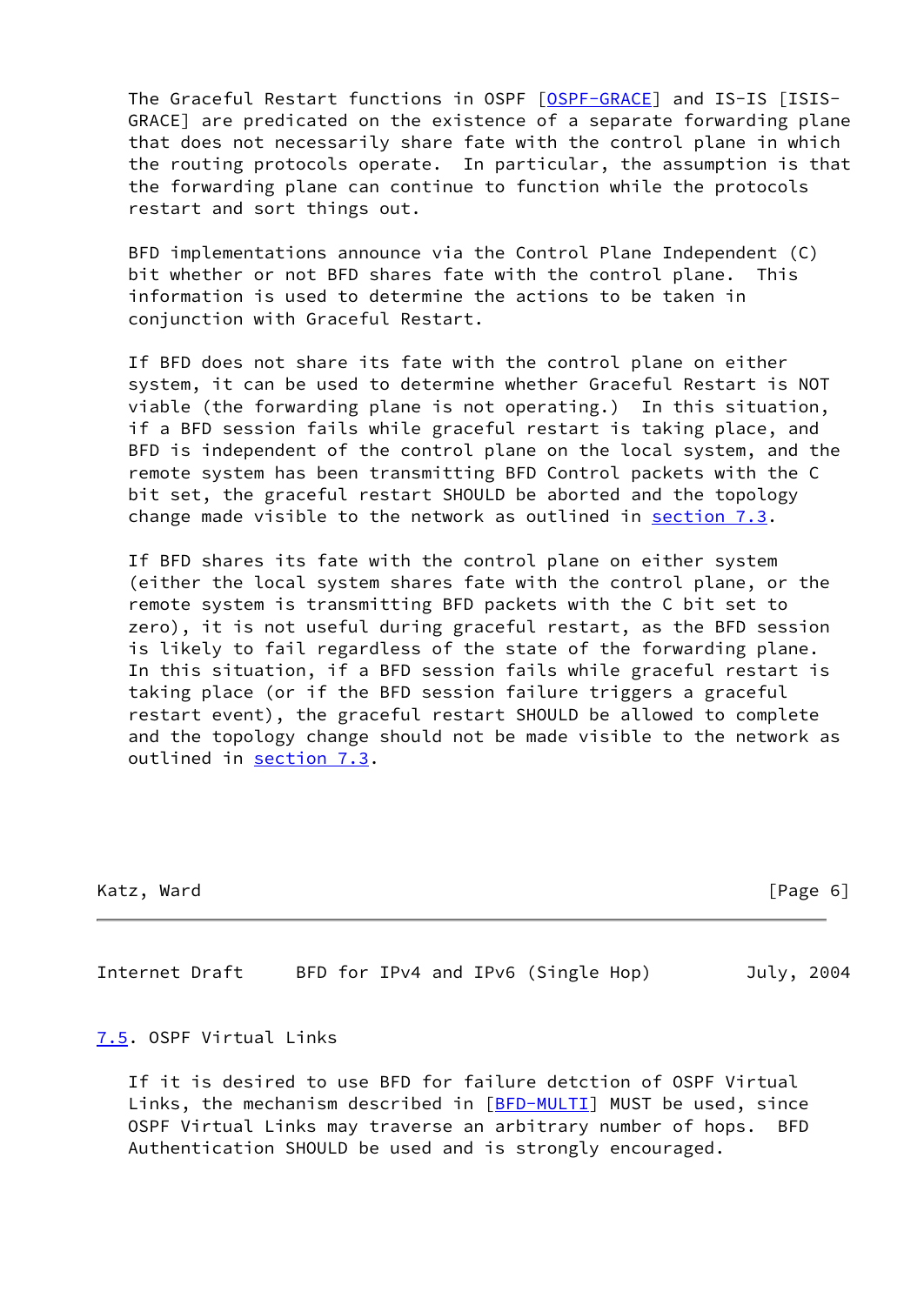The Graceful Restart functions in OSPF [OSPF-GRACE] and IS-IS [ISIS-GRACE] are predicated on the existence of a separate forwarding plane that does not necessarily share fate with the control plane in which the routing protocols operate. In particular, the assumption is that the forwarding plane can continue to function while the protocols restart and sort things out.

BFD implementations announce via the Control Plane Independent (C) bit whether or not BFD shares fate with the control plane. This information is used to determine the actions to be taken in conjunction with Graceful Restart.

If BFD does not share its fate with the control plane on either system, it can be used to determine whether Graceful Restart is NOT viable (the forwarding plane is not operating.) In this situation, if a BFD session fails while graceful restart is taking place, and BFD is independent of the control plane on the local system, and the remote system has been transmitting BFD Control packets with the C bit set, the graceful restart SHOULD be aborted and the topology change made visible to the network as outlined in section 7.3.

If BFD shares its fate with the control plane on either system (either the local system shares fate with the control plane, or the remote system is transmitting BFD packets with the C bit set to zero), it is not useful during graceful restart, as the BFD session is likely to fail regardless of the state of the forwarding plane. In this situation, if a BFD session fails while graceful restart is taking place (or if the BFD session failure triggers a graceful restart event), the graceful restart SHOULD be allowed to complete and the topology change should not be made visible to the network as outlined in section 7.3.

## 7.5. OSPF Virtual Links

If it is desired to use BFD for failure detction of OSPF Virtual Links, the mechanism described in [BFD-MULTI] MUST be used, since OSPF Virtual Links may traverse an arbitrary number of hops. BFD Authentication SHOULD be used and is strongly encouraged.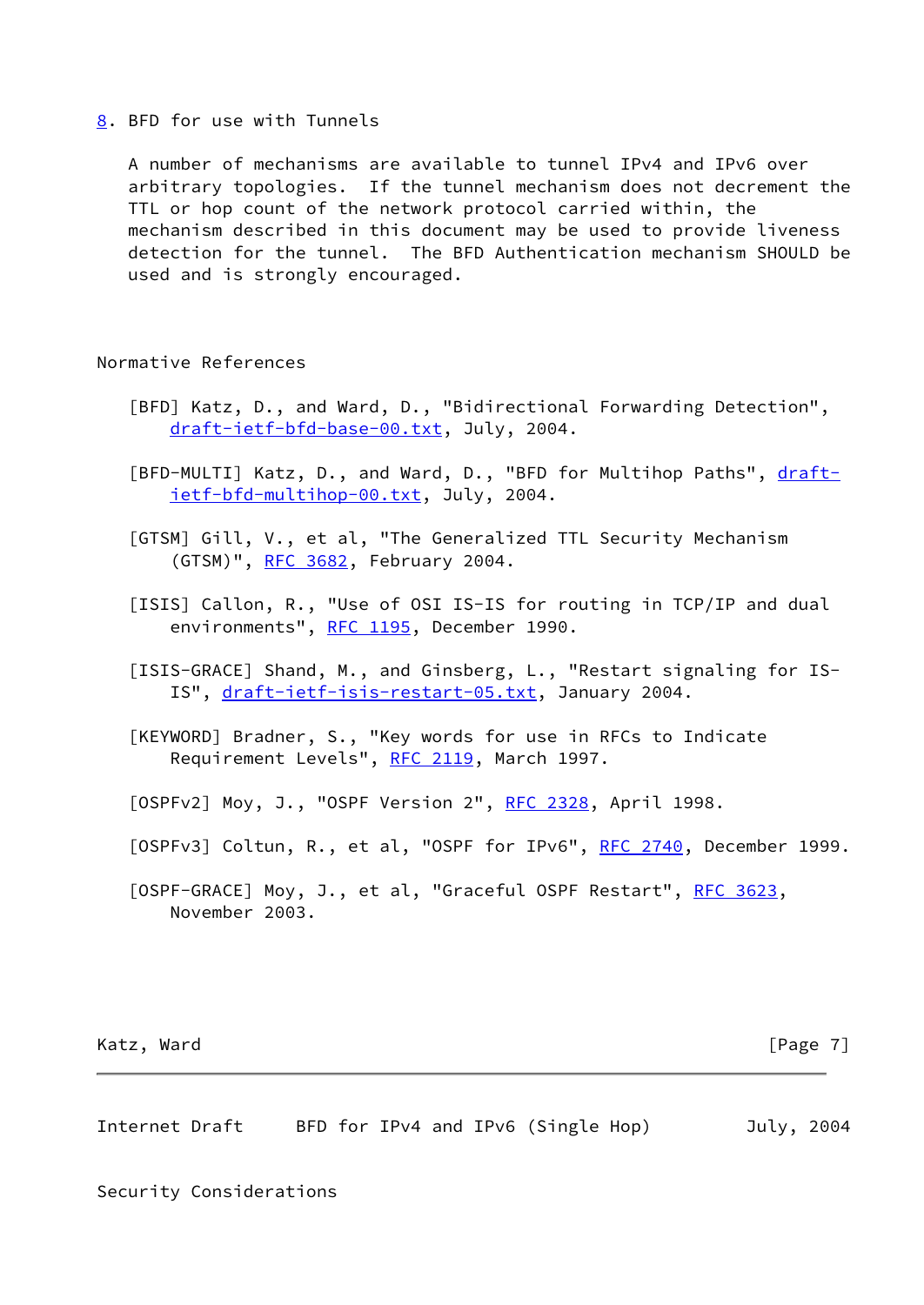## 8. BFD for use with Tunnels

A number of mechanisms are available to tunnel IPv4 and IPv6 over arbitrary topologies. If the tunnel mechanism does not decrement the TTL or hop count of the network protocol carried within, the mechanism described in this document may be used to provide liveness detection for the tunnel. The BFD Authentication mechanism SHOULD be used and is strongly encouraged.

## Normative References

[BFD] Katz, D., and Ward, D., "Bidirectional Forwarding Detection", draft-ietf-bfd-base-00.txt, July, 2004.

[BFD-MULTI] Katz, D., and Ward, D., "BFD for Multihop Paths", draft-ietf-bfd-multihop-00.txt, July, 2004.

[GTSM] Gill, V., et al, "The Generalized TTL Security Mechanism (GTSM)", RFC 3682, February 2004.

[ISIS] Callon, R., "Use of OSI IS-IS for routing in TCP/IP and dual environments", RFC 1195, December 1990.

[ISIS-GRACE] Shand, M., and Ginsberg, L., "Restart signaling for IS-IS", draft-ietf-isis-restart-05.txt, January 2004.

[KEYWORD] Bradner, S., "Key words for use in RFCs to Indicate Requirement Levels", RFC 2119, March 1997.

[OSPFv2] Moy, J., "OSPF Version 2", RFC 2328, April 1998.

[OSPFv3] Coltun, R., et al, "OSPF for IPv6", RFC 2740, December 1999.

[OSPF-GRACE] Moy, J., et al, "Graceful OSPF Restart", RFC 3623, November 2003.

## Security Considerations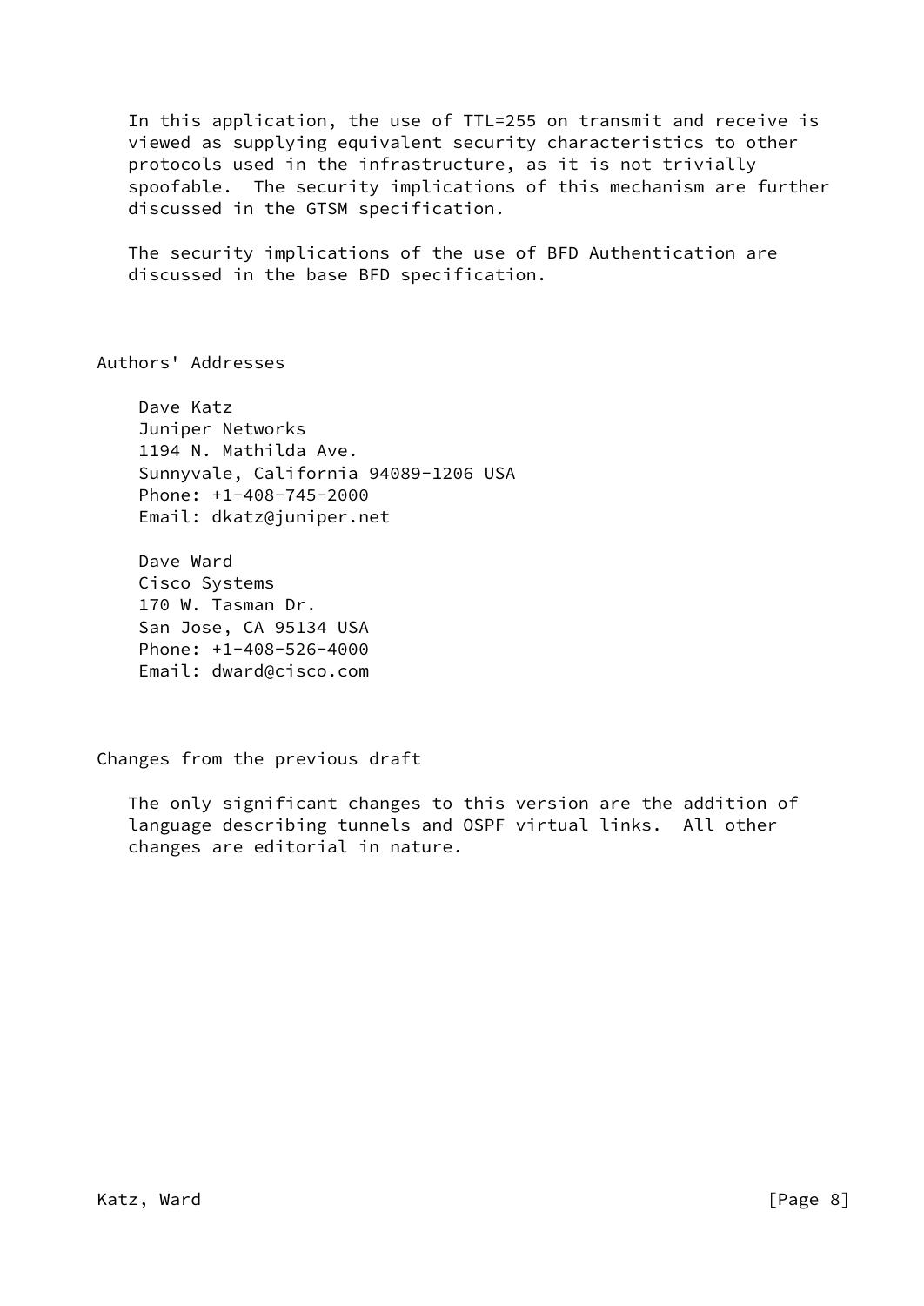In this application, the use of TTL=255 on transmit and receive is viewed as supplying equivalent security characteristics to other protocols used in the infrastructure, as it is not trivially spoofable. The security implications of this mechanism are further discussed in the GTSM specification.

The security implications of the use of BFD Authentication are discussed in the base BFD specification.

## Authors' Addresses

Dave Katz
Juniper Networks
1194 N. Mathilda Ave.
Sunnyvale, California 94089-1206 USA
Phone: +1-408-745-2000
Email: dkatz@juniper.net

Dave Ward
Cisco Systems
170 W. Tasman Dr.
San Jose, CA 95134 USA
Phone: +1-408-526-4000
Email: dward@cisco.com

## Changes from the previous draft

The only significant changes to this version are the addition of language describing tunnels and OSPF virtual links. All other changes are editorial in nature.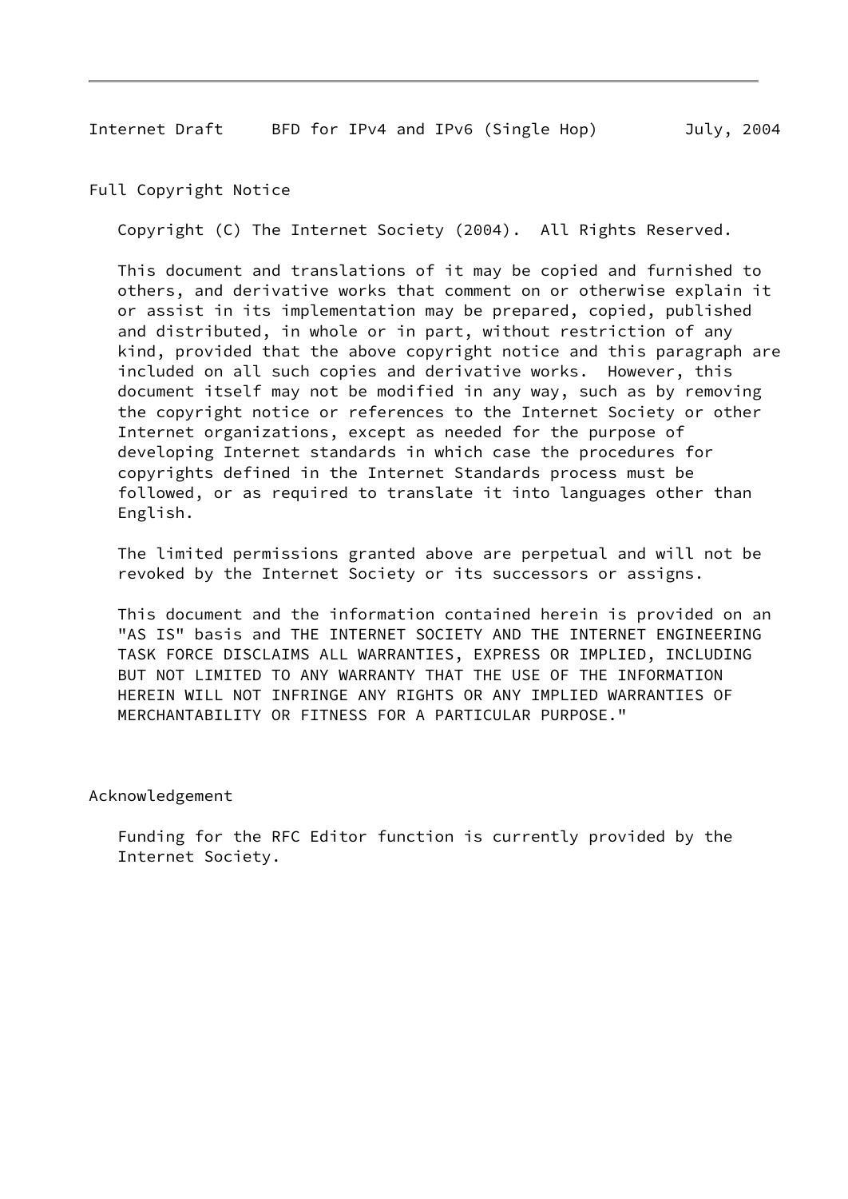## Full Copyright Notice

Copyright (C) The Internet Society (2004). All Rights Reserved.

This document and translations of it may be copied and furnished to others, and derivative works that comment on or otherwise explain it or assist in its implementation may be prepared, copied, published and distributed, in whole or in part, without restriction of any kind, provided that the above copyright notice and this paragraph are included on all such copies and derivative works. However, this document itself may not be modified in any way, such as by removing the copyright notice or references to the Internet Society or other Internet organizations, except as needed for the purpose of developing Internet standards in which case the procedures for copyrights defined in the Internet Standards process must be followed, or as required to translate it into languages other than English.

The limited permissions granted above are perpetual and will not be revoked by the Internet Society or its successors or assigns.

This document and the information contained herein is provided on an "AS IS" basis and THE INTERNET SOCIETY AND THE INTERNET ENGINEERING TASK FORCE DISCLAIMS ALL WARRANTIES, EXPRESS OR IMPLIED, INCLUDING BUT NOT LIMITED TO ANY WARRANTY THAT THE USE OF THE INFORMATION HEREIN WILL NOT INFRINGE ANY RIGHTS OR ANY IMPLIED WARRANTIES OF MERCHANTABILITY OR FITNESS FOR A PARTICULAR PURPOSE."

## Acknowledgement

Funding for the RFC Editor function is currently provided by the Internet Society.